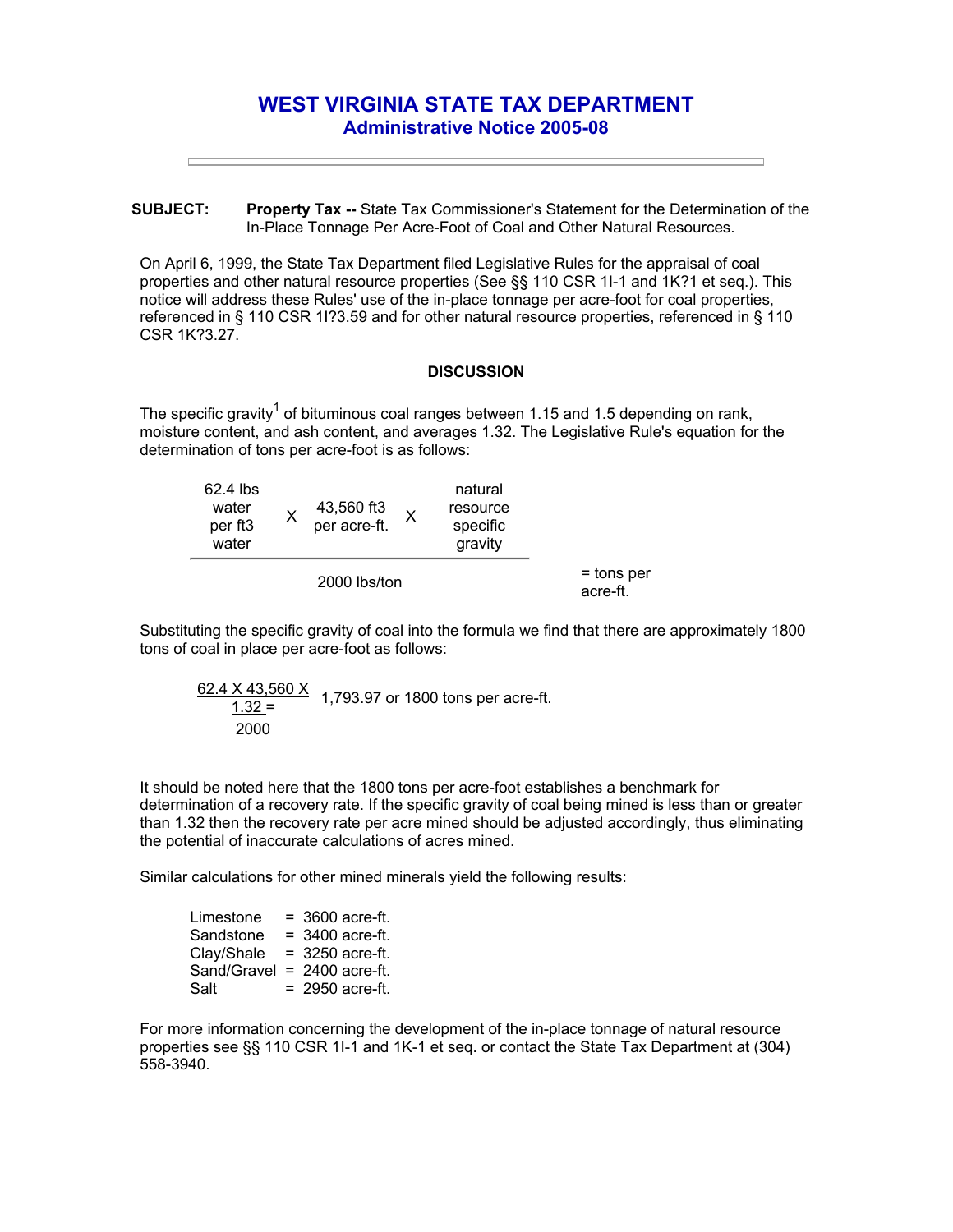# WEST VIRGINIA STATE TAX DEPARTMENT
## Administrative Notice 2005-08

**SUBJECT:** **Property Tax --** State Tax Commissioner's Statement for the Determination of the In-Place Tonnage Per Acre-Foot of Coal and Other Natural Resources.

On April 6, 1999, the State Tax Department filed Legislative Rules for the appraisal of coal properties and other natural resource properties (See §§ 110 CSR 1I-1 and 1K?1 et seq.). This notice will address these Rules' use of the in-place tonnage per acre-foot for coal properties, referenced in § 110 CSR 1I?3.59 and for other natural resource properties, referenced in § 110 CSR 1K?3.27.

### DISCUSSION

The specific gravity[1] of bituminous coal ranges between 1.15 and 1.5 depending on rank, moisture content, and ash content, and averages 1.32. The Legislative Rule's equation for the determination of tons per acre-foot is as follows:

$$\frac{62.4 \text{ lbs water per ft3 water} \times 43{,}560 \text{ ft3 per acre-ft.} \times \text{natural resource specific gravity}}{2000 \text{ lbs/ton}} = \text{tons per acre-ft.}$$

Substituting the specific gravity of coal into the formula we find that there are approximately 1800 tons of coal in place per acre-foot as follows:

$$\frac{62.4 \times 43{,}560 \times 1.32}{2000} = 1{,}793.97 \text{ or } 1800 \text{ tons per acre-ft.}$$

It should be noted here that the 1800 tons per acre-foot establishes a benchmark for determination of a recovery rate. If the specific gravity of coal being mined is less than or greater than 1.32 then the recovery rate per acre mined should be adjusted accordingly, thus eliminating the potential of inaccurate calculations of acres mined.

Similar calculations for other mined minerals yield the following results:

| | | |
|---|---|---|
| Limestone | = | 3600 acre-ft. |
| Sandstone | = | 3400 acre-ft. |
| Clay/Shale | = | 3250 acre-ft. |
| Sand/Gravel | = | 2400 acre-ft. |
| Salt | = | 2950 acre-ft. |

For more information concerning the development of the in-place tonnage of natural resource properties see §§ 110 CSR 1I-1 and 1K-1 et seq. or contact the State Tax Department at (304) 558-3940.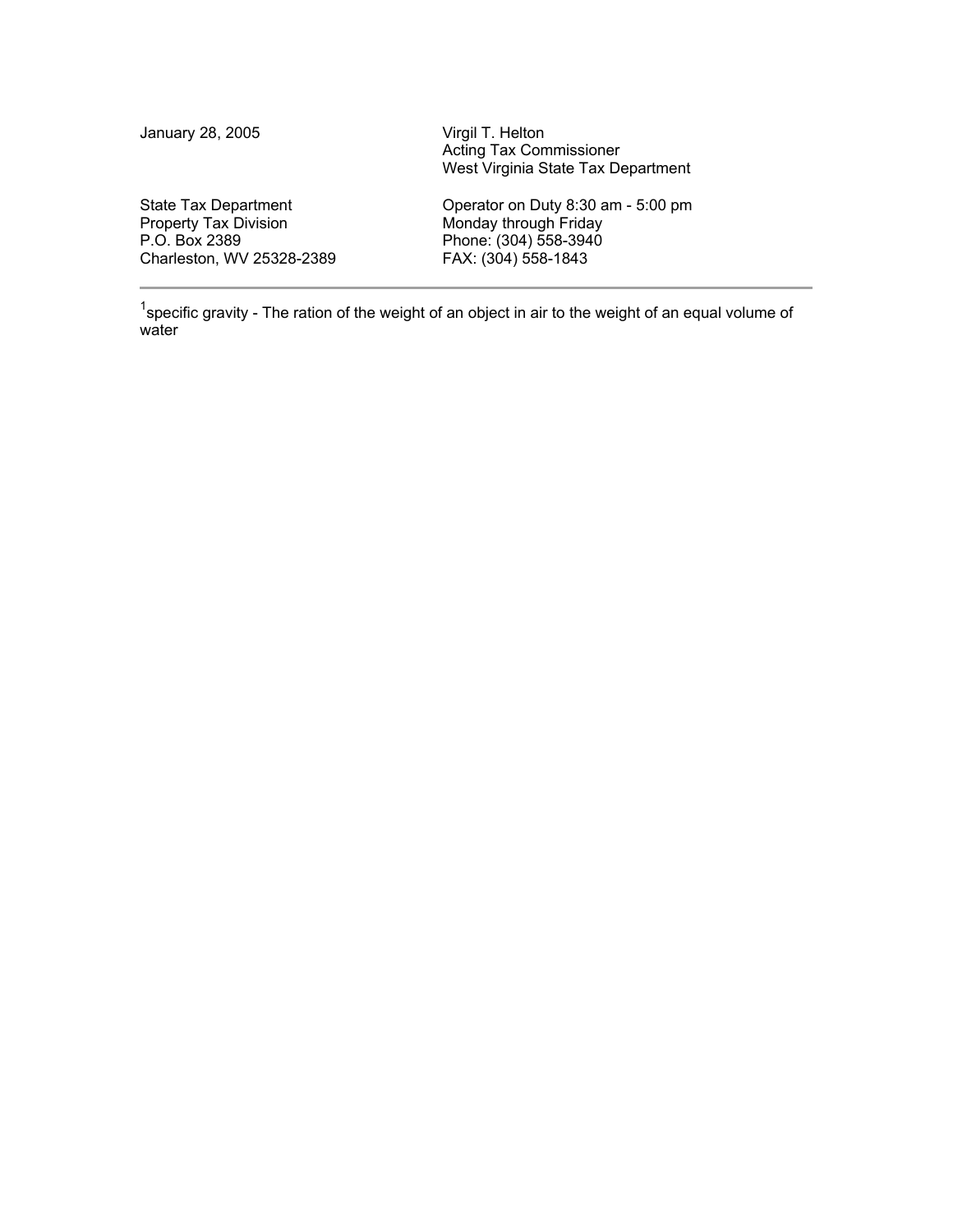January 28, 2005

Virgil T. Helton  
Acting Tax Commissioner  
West Virginia State Tax Department

State Tax Department  
Property Tax Division  
P.O. Box 2389  
Charleston, WV 25328-2389

Operator on Duty 8:30 am - 5:00 pm  
Monday through Friday  
Phone: (304) 558-3940  
FAX: (304) 558-1843

---

[1]specific gravity - The ration of the weight of an object in air to the weight of an equal volume of water